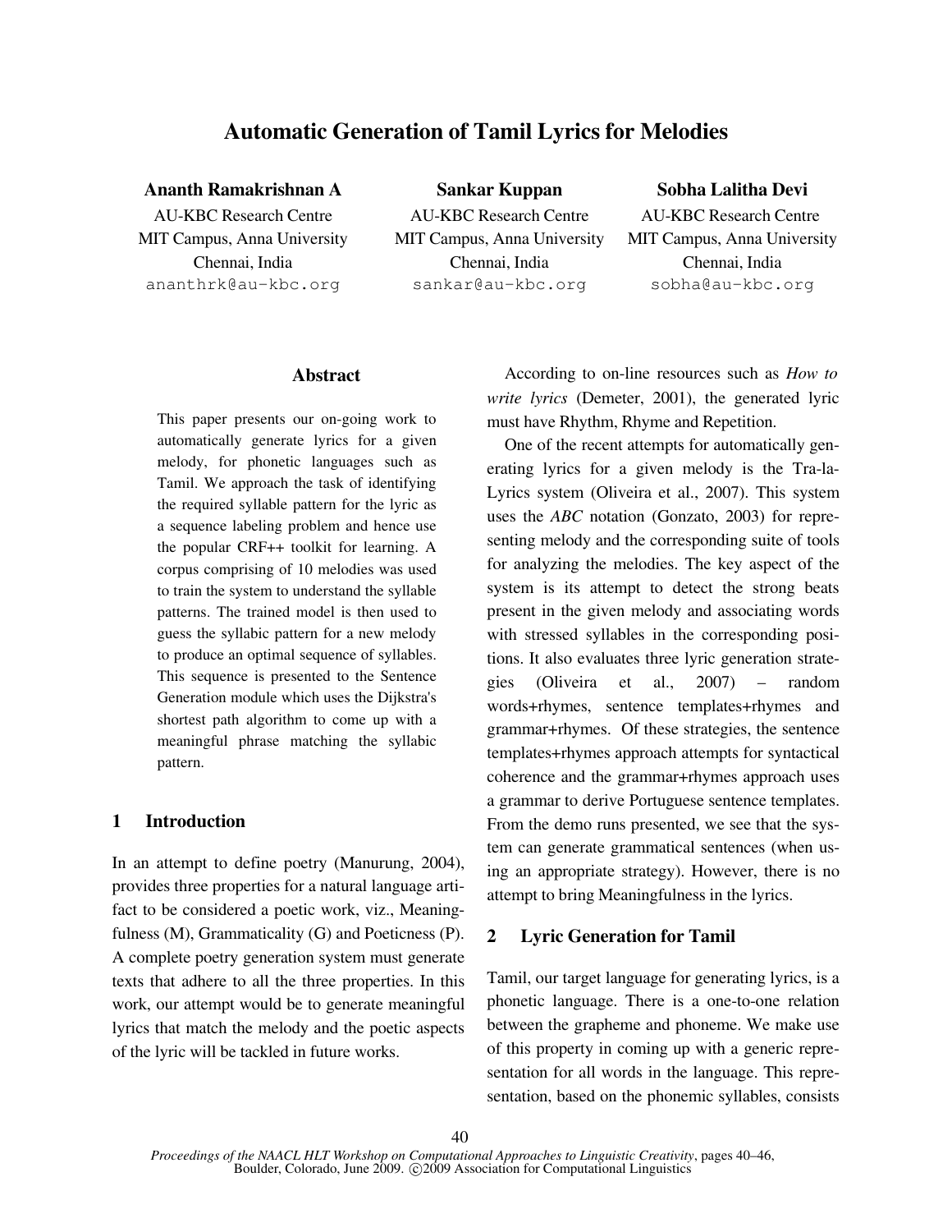# Automatic Generation of Tamil Lyrics for Melodies

**Ananth Ramakrishnan A**
AU-KBC Research Centre
MIT Campus, Anna University
Chennai, India
ananthrk@au-kbc.org

**Sankar Kuppan**
AU-KBC Research Centre
MIT Campus, Anna University
Chennai, India
sankar@au-kbc.org

**Sobha Lalitha Devi**
AU-KBC Research Centre
MIT Campus, Anna University
Chennai, India
sobha@au-kbc.org

## Abstract

This paper presents our on-going work to automatically generate lyrics for a given melody, for phonetic languages such as Tamil. We approach the task of identifying the required syllable pattern for the lyric as a sequence labeling problem and hence use the popular CRF++ toolkit for learning. A corpus comprising of 10 melodies was used to train the system to understand the syllable patterns. The trained model is then used to guess the syllabic pattern for a new melody to produce an optimal sequence of syllables. This sequence is presented to the Sentence Generation module which uses the Dijkstra's shortest path algorithm to come up with a meaningful phrase matching the syllabic pattern.

## 1 Introduction

In an attempt to define poetry (Manurung, 2004), provides three properties for a natural language artifact to be considered a poetic work, viz., Meaningfulness (M), Grammaticality (G) and Poeticness (P). A complete poetry generation system must generate texts that adhere to all the three properties. In this work, our attempt would be to generate meaningful lyrics that match the melody and the poetic aspects of the lyric will be tackled in future works.

According to on-line resources such as *How to write lyrics* (Demeter, 2001), the generated lyric must have Rhythm, Rhyme and Repetition.

One of the recent attempts for automatically generating lyrics for a given melody is the Tra-la-Lyrics system (Oliveira et al., 2007). This system uses the *ABC* notation (Gonzato, 2003) for representing melody and the corresponding suite of tools for analyzing the melodies. The key aspect of the system is its attempt to detect the strong beats present in the given melody and associating words with stressed syllables in the corresponding positions. It also evaluates three lyric generation strategies (Oliveira et al., 2007) – random words+rhymes, sentence templates+rhymes and grammar+rhymes. Of these strategies, the sentence templates+rhymes approach attempts for syntactical coherence and the grammar+rhymes approach uses a grammar to derive Portuguese sentence templates. From the demo runs presented, we see that the system can generate grammatical sentences (when using an appropriate strategy). However, there is no attempt to bring Meaningfulness in the lyrics.

## 2 Lyric Generation for Tamil

Tamil, our target language for generating lyrics, is a phonetic language. There is a one-to-one relation between the grapheme and phoneme. We make use of this property in coming up with a generic representation for all words in the language. This representation, based on the phonemic syllables, consists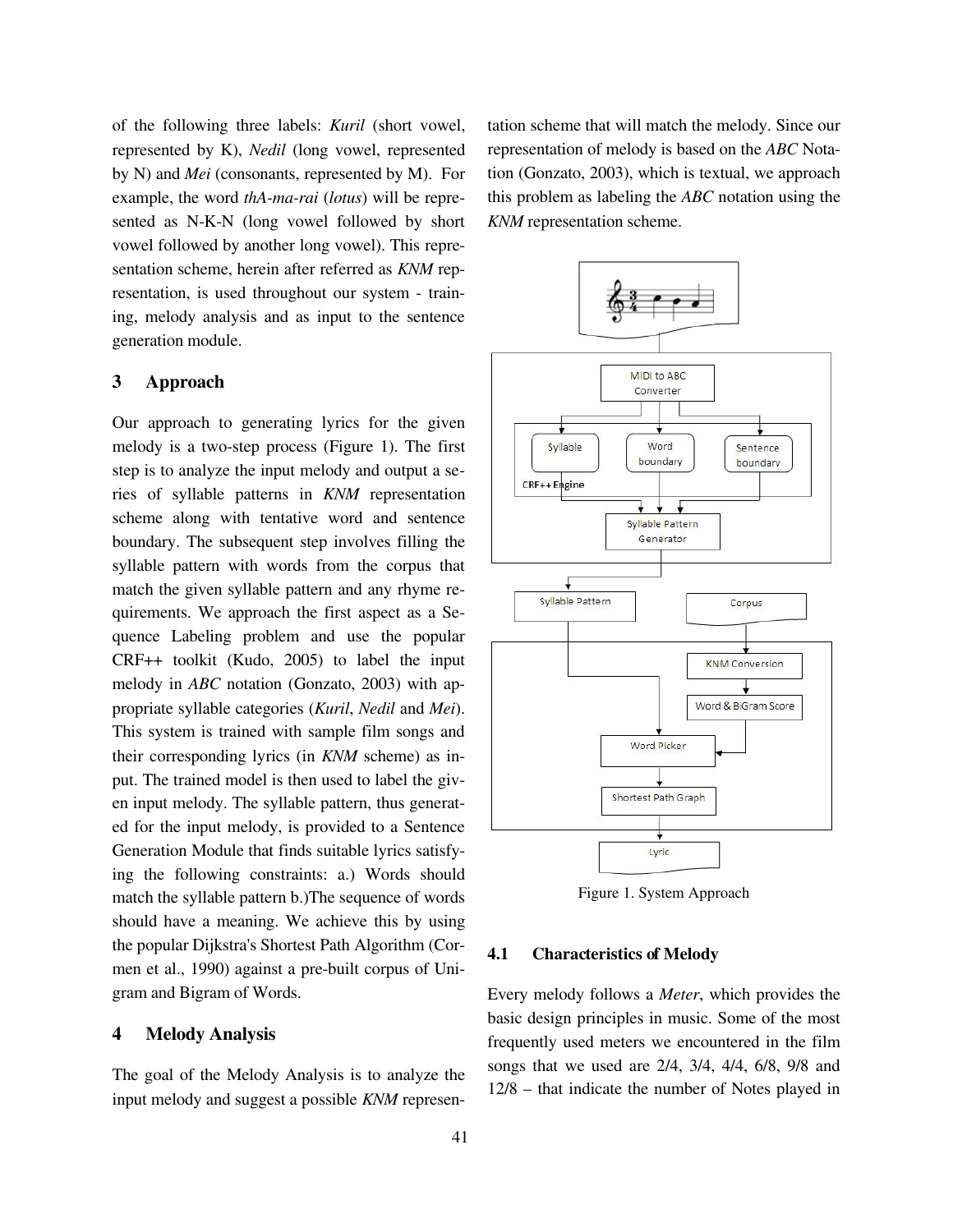of the following three labels: *Kuril* (short vowel, represented by K), *Nedil* (long vowel, represented by N) and *Mei* (consonants, represented by M). For example, the word *thA-ma-rai* (*lotus*) will be represented as N-K-N (long vowel followed by short vowel followed by another long vowel). This representation scheme, herein after referred as *KNM* representation, is used throughout our system - training, melody analysis and as input to the sentence generation module.

## 3 Approach

Our approach to generating lyrics for the given melody is a two-step process (Figure 1). The first step is to analyze the input melody and output a series of syllable patterns in *KNM* representation scheme along with tentative word and sentence boundary. The subsequent step involves filling the syllable pattern with words from the corpus that match the given syllable pattern and any rhyme requirements. We approach the first aspect as a Sequence Labeling problem and use the popular CRF++ toolkit (Kudo, 2005) to label the input melody in *ABC* notation (Gonzato, 2003) with appropriate syllable categories (*Kuril*, *Nedil* and *Mei*). This system is trained with sample film songs and their corresponding lyrics (in *KNM* scheme) as input. The trained model is then used to label the given input melody. The syllable pattern, thus generated for the input melody, is provided to a Sentence Generation Module that finds suitable lyrics satisfying the following constraints: a.) Words should match the syllable pattern b.)The sequence of words should have a meaning. We achieve this by using the popular Dijkstra's Shortest Path Algorithm (Cormen et al., 1990) against a pre-built corpus of Unigram and Bigram of Words.

## 4 Melody Analysis

The goal of the Melody Analysis is to analyze the input melody and suggest a possible *KNM* representation scheme that will match the melody. Since our representation of melody is based on the *ABC* Notation (Gonzato, 2003), which is textual, we approach this problem as labeling the *ABC* notation using the *KNM* representation scheme.

Figure 1. System Approach

### 4.1 Characteristics of Melody

Every melody follows a *Meter*, which provides the basic design principles in music. Some of the most frequently used meters we encountered in the film songs that we used are 2/4, 3/4, 4/4, 6/8, 9/8 and 12/8 – that indicate the number of Notes played in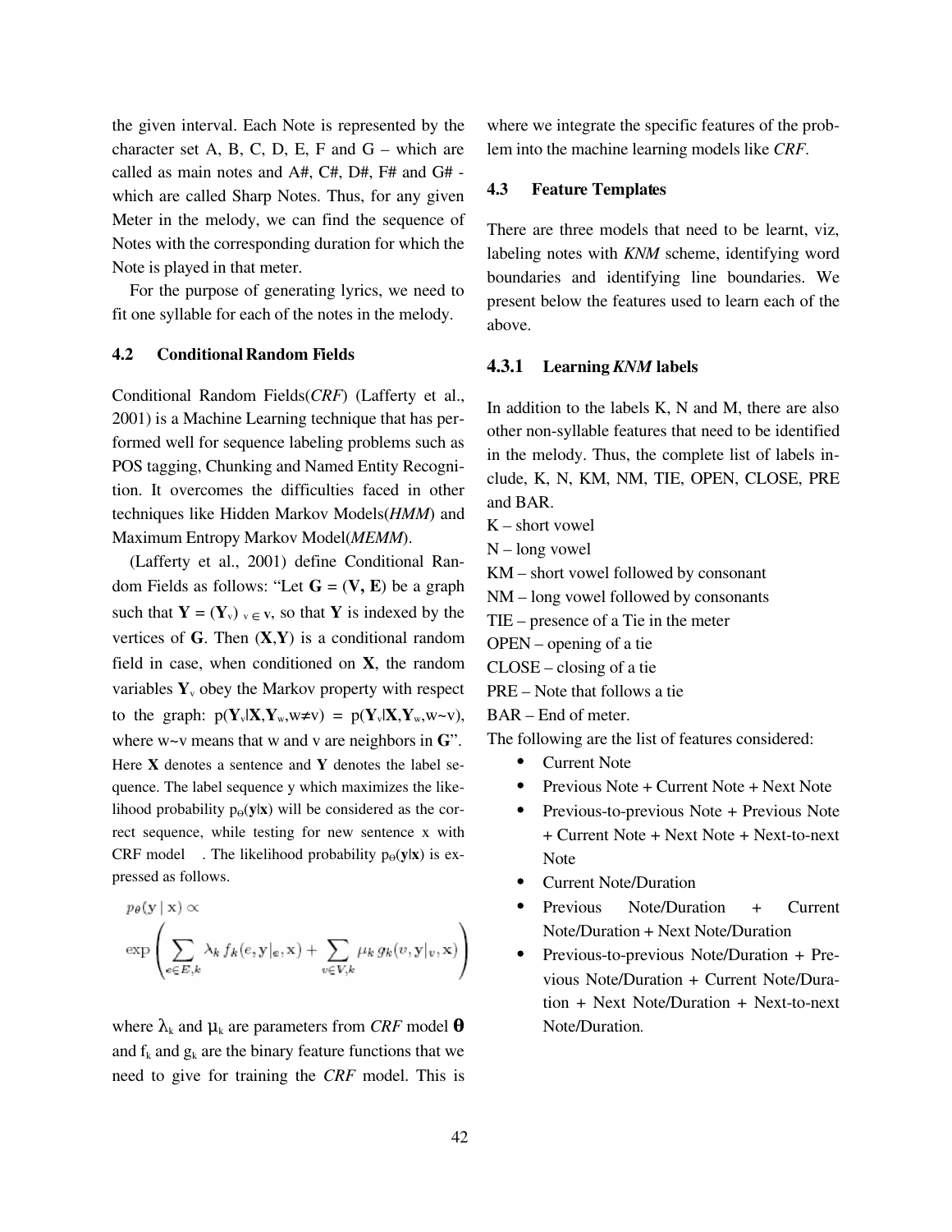the given interval. Each Note is represented by the character set A, B, C, D, E, F and G – which are called as main notes and A#, C#, D#, F# and G# - which are called Sharp Notes. Thus, for any given Meter in the melody, we can find the sequence of Notes with the corresponding duration for which the Note is played in that meter.

For the purpose of generating lyrics, we need to fit one syllable for each of the notes in the melody.

### 4.2 Conditional Random Fields

Conditional Random Fields(*CRF*) (Lafferty et al., 2001) is a Machine Learning technique that has performed well for sequence labeling problems such as POS tagging, Chunking and Named Entity Recognition. It overcomes the difficulties faced in other techniques like Hidden Markov Models(*HMM*) and Maximum Entropy Markov Model(*MEMM*).

(Lafferty et al., 2001) define Conditional Random Fields as follows: "Let $\mathbf{G} = (\mathbf{V}, \mathbf{E})$ be a graph such that $\mathbf{Y} = (\mathbf{Y}_v)_{v \in V}$, so that $\mathbf{Y}$ is indexed by the vertices of $\mathbf{G}$. Then $(\mathbf{X},\mathbf{Y})$ is a conditional random field in case, when conditioned on $\mathbf{X}$, the random variables $\mathbf{Y}_v$ obey the Markov property with respect to the graph: $p(\mathbf{Y}_v|\mathbf{X},\mathbf{Y}_w,w \neq v) = p(\mathbf{Y}_v|\mathbf{X},\mathbf{Y}_w,w \sim v)$, where w~v means that w and v are neighbors in $\mathbf{G}$". Here $\mathbf{X}$ denotes a sentence and $\mathbf{Y}$ denotes the label sequence. The label sequence y which maximizes the likelihood probability $p_\Theta(\mathbf{y}|\mathbf{x})$ will be considered as the correct sequence, while testing for new sentence x with CRF model . The likelihood probability $p_\Theta(\mathbf{y}|\mathbf{x})$ is expressed as follows.

$$p_\theta(\mathbf{y} \mid \mathbf{x}) \propto \exp\left( \sum_{e \in E, k} \lambda_k f_k(e, \mathbf{y}|_e, \mathbf{x}) + \sum_{v \in V, k} \mu_k g_k(v, \mathbf{y}|_v, \mathbf{x}) \right)$$

where $\lambda_k$ and $\mu_k$ are parameters from *CRF* model $\boldsymbol{\theta}$ and $f_k$ and $g_k$ are the binary feature functions that we need to give for training the *CRF* model. This is where we integrate the specific features of the problem into the machine learning models like *CRF*.

### 4.3 Feature Templates

There are three models that need to be learnt, viz, labeling notes with *KNM* scheme, identifying word boundaries and identifying line boundaries. We present below the features used to learn each of the above.

#### 4.3.1 Learning *KNM* labels

In addition to the labels K, N and M, there are also other non-syllable features that need to be identified in the melody. Thus, the complete list of labels include, K, N, KM, NM, TIE, OPEN, CLOSE, PRE and BAR.

K – short vowel
N – long vowel
KM – short vowel followed by consonant
NM – long vowel followed by consonants
TIE – presence of a Tie in the meter
OPEN – opening of a tie
CLOSE – closing of a tie
PRE – Note that follows a tie
BAR – End of meter.

The following are the list of features considered:

- Current Note
- Previous Note + Current Note + Next Note
- Previous-to-previous Note + Previous Note + Current Note + Next Note + Next-to-next Note
- Current Note/Duration
- Previous Note/Duration + Current Note/Duration + Next Note/Duration
- Previous-to-previous Note/Duration + Previous Note/Duration + Current Note/Duration + Next Note/Duration + Next-to-next Note/Duration.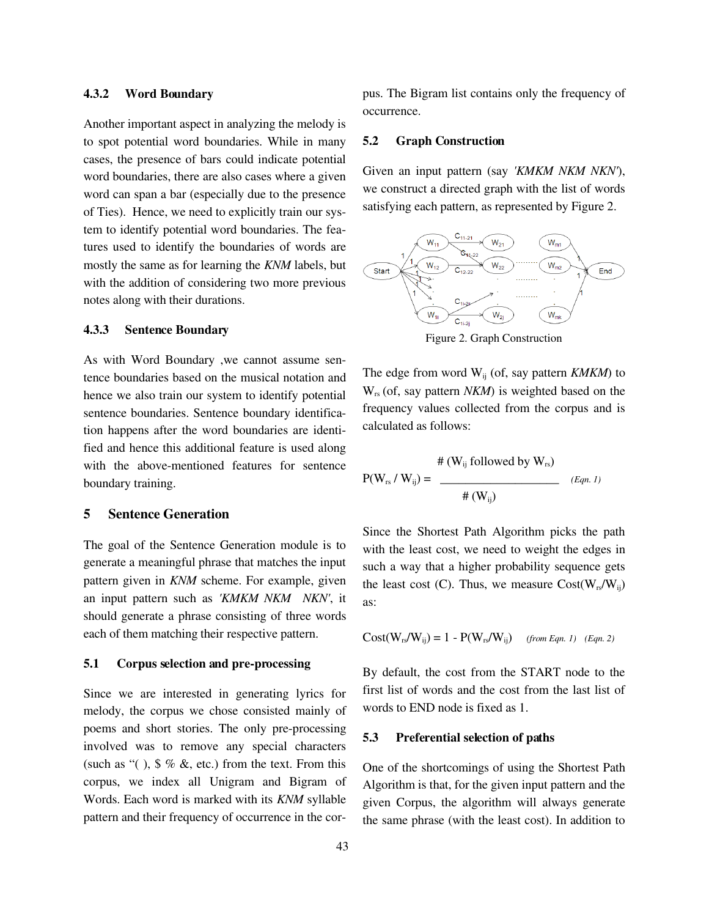### 4.3.2 Word Boundary

Another important aspect in analyzing the melody is to spot potential word boundaries. While in many cases, the presence of bars could indicate potential word boundaries, there are also cases where a given word can span a bar (especially due to the presence of Ties). Hence, we need to explicitly train our system to identify potential word boundaries. The features used to identify the boundaries of words are mostly the same as for learning the *KNM* labels, but with the addition of considering two more previous notes along with their durations.

### 4.3.3 Sentence Boundary

As with Word Boundary ,we cannot assume sentence boundaries based on the musical notation and hence we also train our system to identify potential sentence boundaries. Sentence boundary identification happens after the word boundaries are identified and hence this additional feature is used along with the above-mentioned features for sentence boundary training.

## 5 Sentence Generation

The goal of the Sentence Generation module is to generate a meaningful phrase that matches the input pattern given in *KNM* scheme. For example, given an input pattern such as *'KMKM NKM NKN'*, it should generate a phrase consisting of three words each of them matching their respective pattern.

### 5.1 Corpus selection and pre-processing

Since we are interested in generating lyrics for melody, the corpus we chose consisted mainly of poems and short stories. The only pre-processing involved was to remove any special characters (such as "( ), $ % &, etc.) from the text. From this corpus, we index all Unigram and Bigram of Words. Each word is marked with its *KNM* syllable pattern and their frequency of occurrence in the corpus. The Bigram list contains only the frequency of occurrence.

### 5.2 Graph Construction

Given an input pattern (say *'KMKM NKM NKN'*), we construct a directed graph with the list of words satisfying each pattern, as represented by Figure 2.

Figure 2. Graph Construction

The edge from word $W_{ij}$ (of, say pattern *KMKM*) to $W_{rs}$ (of, say pattern *NKM*) is weighted based on the frequency values collected from the corpus and is calculated as follows:

$$P(W_{rs} / W_{ij}) = \frac{\#\,(W_{ij} \text{ followed by } W_{rs})}{\#\,(W_{ij})} \quad \textit{(Eqn. 1)}$$

Since the Shortest Path Algorithm picks the path with the least cost, we need to weight the edges in such a way that a higher probability sequence gets the least cost (C). Thus, we measure $\text{Cost}(W_{rs}/W_{ij})$ as:

$$\text{Cost}(W_{rs}/W_{ij}) = 1 - P(W_{rs}/W_{ij}) \quad \textit{(from Eqn. 1)} \quad \textit{(Eqn. 2)}$$

By default, the cost from the START node to the first list of words and the cost from the last list of words to END node is fixed as 1.

### 5.3 Preferential selection of paths

One of the shortcomings of using the Shortest Path Algorithm is that, for the given input pattern and the given Corpus, the algorithm will always generate the same phrase (with the least cost). In addition to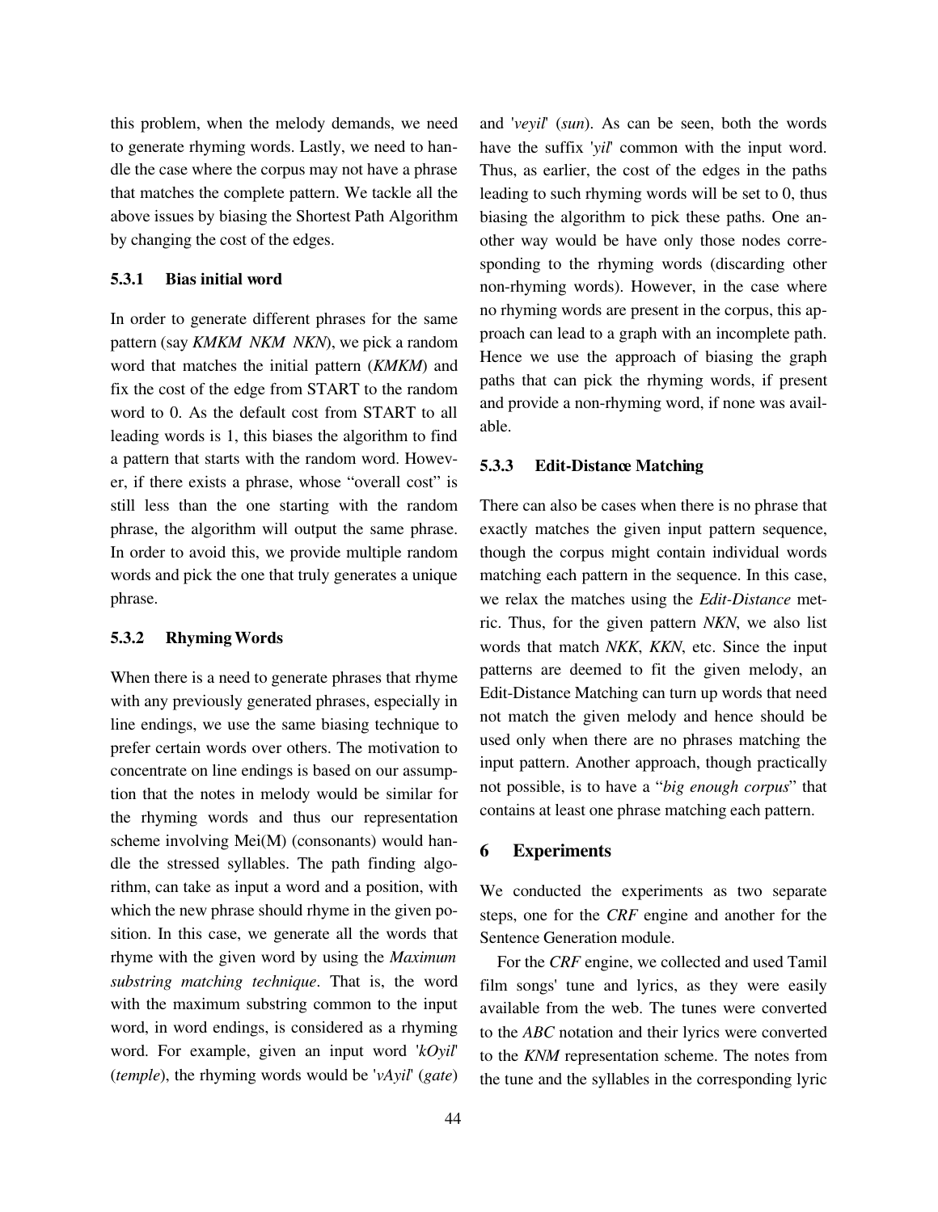this problem, when the melody demands, we need to generate rhyming words. Lastly, we need to handle the case where the corpus may not have a phrase that matches the complete pattern. We tackle all the above issues by biasing the Shortest Path Algorithm by changing the cost of the edges.

### 5.3.1 Bias initial word

In order to generate different phrases for the same pattern (say *KMKM NKM NKN*), we pick a random word that matches the initial pattern (*KMKM*) and fix the cost of the edge from START to the random word to 0. As the default cost from START to all leading words is 1, this biases the algorithm to find a pattern that starts with the random word. However, if there exists a phrase, whose "overall cost" is still less than the one starting with the random phrase, the algorithm will output the same phrase. In order to avoid this, we provide multiple random words and pick the one that truly generates a unique phrase.

### 5.3.2 Rhyming Words

When there is a need to generate phrases that rhyme with any previously generated phrases, especially in line endings, we use the same biasing technique to prefer certain words over others. The motivation to concentrate on line endings is based on our assumption that the notes in melody would be similar for the rhyming words and thus our representation scheme involving Mei(M) (consonants) would handle the stressed syllables. The path finding algorithm, can take as input a word and a position, with which the new phrase should rhyme in the given position. In this case, we generate all the words that rhyme with the given word by using the *Maximum substring matching technique*. That is, the word with the maximum substring common to the input word, in word endings, is considered as a rhyming word. For example, given an input word '*kOyil*' (*temple*), the rhyming words would be '*vAyil*' (*gate*) and '*veyil*' (*sun*). As can be seen, both the words have the suffix '*yil*' common with the input word. Thus, as earlier, the cost of the edges in the paths leading to such rhyming words will be set to 0, thus biasing the algorithm to pick these paths. One another way would be have only those nodes corresponding to the rhyming words (discarding other non-rhyming words). However, in the case where no rhyming words are present in the corpus, this approach can lead to a graph with an incomplete path. Hence we use the approach of biasing the graph paths that can pick the rhyming words, if present and provide a non-rhyming word, if none was available.

### 5.3.3 Edit-Distance Matching

There can also be cases when there is no phrase that exactly matches the given input pattern sequence, though the corpus might contain individual words matching each pattern in the sequence. In this case, we relax the matches using the *Edit-Distance* metric. Thus, for the given pattern *NKN*, we also list words that match *NKK*, *KKN*, etc. Since the input patterns are deemed to fit the given melody, an Edit-Distance Matching can turn up words that need not match the given melody and hence should be used only when there are no phrases matching the input pattern. Another approach, though practically not possible, is to have a "*big enough corpus*" that contains at least one phrase matching each pattern.

## 6 Experiments

We conducted the experiments as two separate steps, one for the *CRF* engine and another for the Sentence Generation module.

For the *CRF* engine, we collected and used Tamil film songs' tune and lyrics, as they were easily available from the web. The tunes were converted to the *ABC* notation and their lyrics were converted to the *KNM* representation scheme. The notes from the tune and the syllables in the corresponding lyric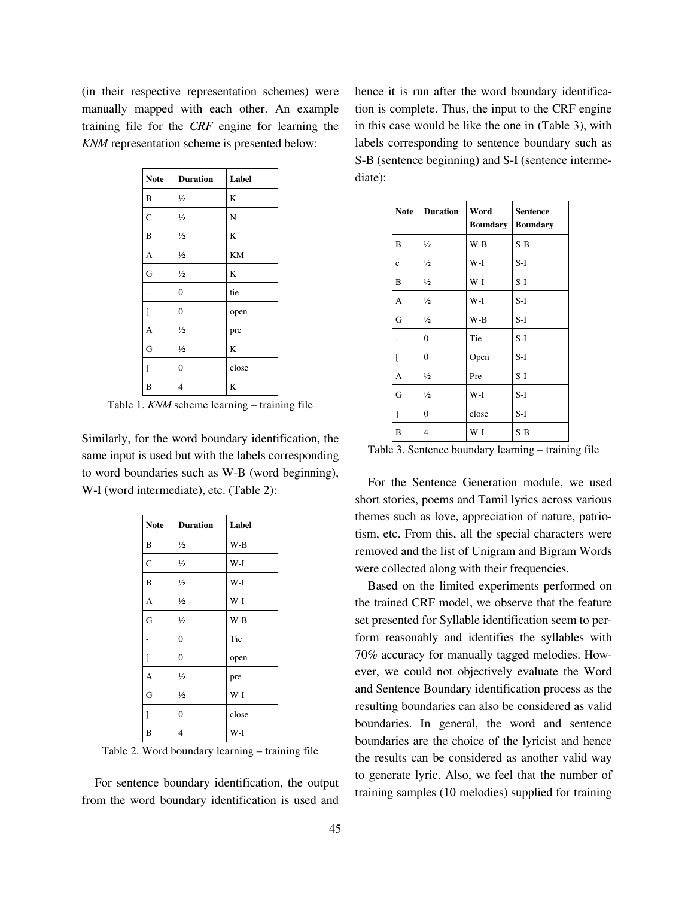(in their respective representation schemes) were manually mapped with each other. An example training file for the *CRF* engine for learning the *KNM* representation scheme is presented below:

| Note | Duration | Label |
|---|---|---|
| B | ½ | K |
| C | ½ | N |
| B | ½ | K |
| A | ½ | KM |
| G | ½ | K |
| - | 0 | tie |
| [ | 0 | open |
| A | ½ | pre |
| G | ½ | K |
| ] | 0 | close |
| B | 4 | K |

Table 1. *KNM* scheme learning – training file

Similarly, for the word boundary identification, the same input is used but with the labels corresponding to word boundaries such as W-B (word beginning), W-I (word intermediate), etc. (Table 2):

| Note | Duration | Label |
|---|---|---|
| B | ½ | W-B |
| C | ½ | W-I |
| B | ½ | W-I |
| A | ½ | W-I |
| G | ½ | W-B |
| - | 0 | Tie |
| [ | 0 | open |
| A | ½ | pre |
| G | ½ | W-I |
| ] | 0 | close |
| B | 4 | W-I |

Table 2. Word boundary learning – training file

For sentence boundary identification, the output from the word boundary identification is used and hence it is run after the word boundary identification is complete. Thus, the input to the CRF engine in this case would be like the one in (Table 3), with labels corresponding to sentence boundary such as S-B (sentence beginning) and S-I (sentence intermediate):

| Note | Duration | Word Boundary | Sentence Boundary |
|---|---|---|---|
| B | ½ | W-B | S-B |
| c | ½ | W-I | S-I |
| B | ½ | W-I | S-I |
| A | ½ | W-I | S-I |
| G | ½ | W-B | S-I |
| - | 0 | Tie | S-I |
| [ | 0 | Open | S-I |
| A | ½ | Pre | S-I |
| G | ½ | W-I | S-I |
| ] | 0 | close | S-I |
| B | 4 | W-I | S-B |

Table 3. Sentence boundary learning – training file

For the Sentence Generation module, we used short stories, poems and Tamil lyrics across various themes such as love, appreciation of nature, patriotism, etc. From this, all the special characters were removed and the list of Unigram and Bigram Words were collected along with their frequencies.

Based on the limited experiments performed on the trained CRF model, we observe that the feature set presented for Syllable identification seem to perform reasonably and identifies the syllables with 70% accuracy for manually tagged melodies. However, we could not objectively evaluate the Word and Sentence Boundary identification process as the resulting boundaries can also be considered as valid boundaries. In general, the word and sentence boundaries are the choice of the lyricist and hence the results can be considered as another valid way to generate lyric. Also, we feel that the number of training samples (10 melodies) supplied for training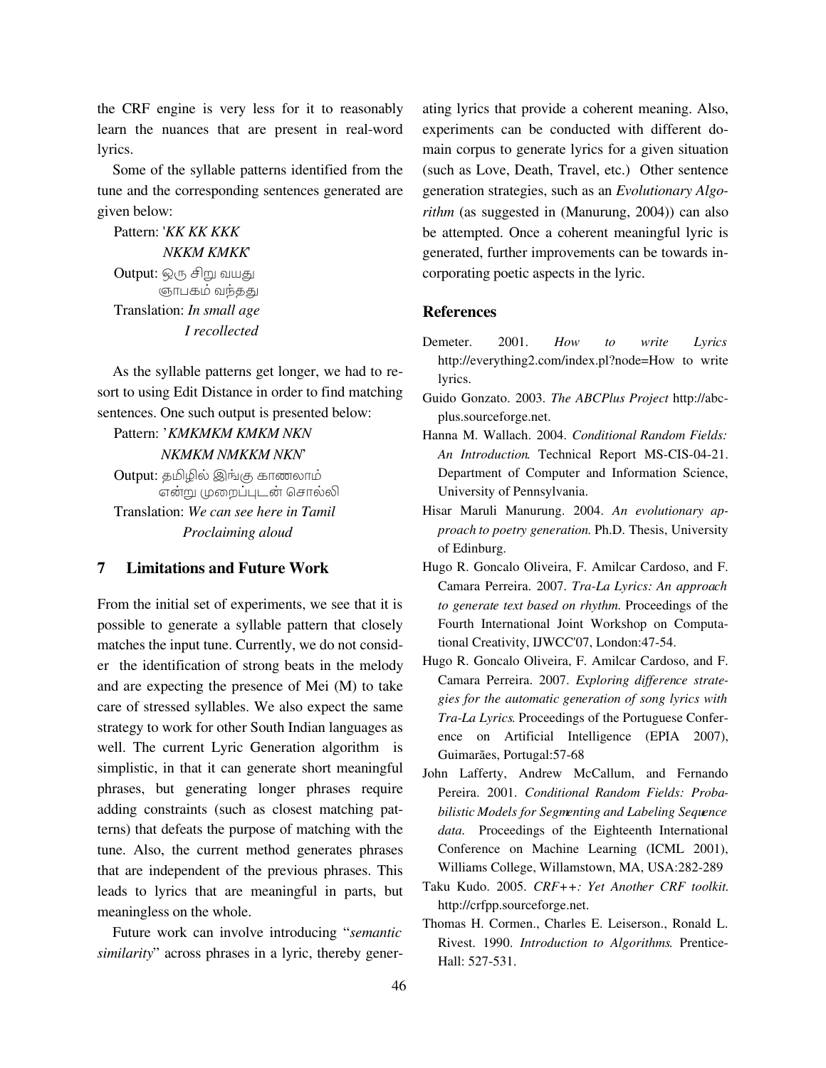the CRF engine is very less for it to reasonably learn the nuances that are present in real-word lyrics.

Some of the syllable patterns identified from the tune and the corresponding sentences generated are given below:

Pattern: '*KK KK KKK*
*NKKM KMKK*'
Output: ஒரு சிறு வயது
ஞாபகம் வந்தது
Translation: *In small age*
*I recollected*

As the syllable patterns get longer, we had to resort to using Edit Distance in order to find matching sentences. One such output is presented below:

Pattern: '*KMKMKM KMKM NKN*
*NKMKM NMKKM NKN*'
Output: தமிழில் இங்கு காணலாம்
என்று முறைப்புடன் சொல்லி
Translation: *We can see here in Tamil*
*Proclaiming aloud*

## 7 Limitations and Future Work

From the initial set of experiments, we see that it is possible to generate a syllable pattern that closely matches the input tune. Currently, we do not consider the identification of strong beats in the melody and are expecting the presence of Mei (M) to take care of stressed syllables. We also expect the same strategy to work for other South Indian languages as well. The current Lyric Generation algorithm is simplistic, in that it can generate short meaningful phrases, but generating longer phrases require adding constraints (such as closest matching patterns) that defeats the purpose of matching with the tune. Also, the current method generates phrases that are independent of the previous phrases. This leads to lyrics that are meaningful in parts, but meaningless on the whole.

Future work can involve introducing "*semantic similarity*" across phrases in a lyric, thereby generating lyrics that provide a coherent meaning. Also, experiments can be conducted with different domain corpus to generate lyrics for a given situation (such as Love, Death, Travel, etc.) Other sentence generation strategies, such as an *Evolutionary Algorithm* (as suggested in (Manurung, 2004)) can also be attempted. Once a coherent meaningful lyric is generated, further improvements can be towards incorporating poetic aspects in the lyric.

## References

Demeter. 2001. *How to write Lyrics* http://everything2.com/index.pl?node=How to write lyrics.

Guido Gonzato. 2003. *The ABCPlus Project* http://abcplus.sourceforge.net.

Hanna M. Wallach. 2004. *Conditional Random Fields: An Introduction*. Technical Report MS-CIS-04-21. Department of Computer and Information Science, University of Pennsylvania.

Hisar Maruli Manurung. 2004. *An evolutionary approach to poetry generation.* Ph.D. Thesis, University of Edinburg.

Hugo R. Goncalo Oliveira, F. Amilcar Cardoso, and F. Camara Perreira. 2007. *Tra-La Lyrics: An approach to generate text based on rhythm.* Proceedings of the Fourth International Joint Workshop on Computational Creativity, IJWCC'07, London:47-54.

Hugo R. Goncalo Oliveira, F. Amilcar Cardoso, and F. Camara Perreira. 2007. *Exploring difference strategies for the automatic generation of song lyrics with Tra-La Lyrics*. Proceedings of the Portuguese Conference on Artificial Intelligence (EPIA 2007), Guimarães, Portugal:57-68

John Lafferty, Andrew McCallum, and Fernando Pereira. 2001. *Conditional Random Fields: Probabilistic Models for Segmenting and Labeling Sequence data.* Proceedings of the Eighteenth International Conference on Machine Learning (ICML 2001), Williams College, Willamstown, MA, USA:282-289

Taku Kudo. 2005. *CRF++: Yet Another CRF toolkit.* http://crfpp.sourceforge.net.

Thomas H. Cormen., Charles E. Leiserson., Ronald L. Rivest. 1990. *Introduction to Algorithms*. Prentice-Hall: 527-531.